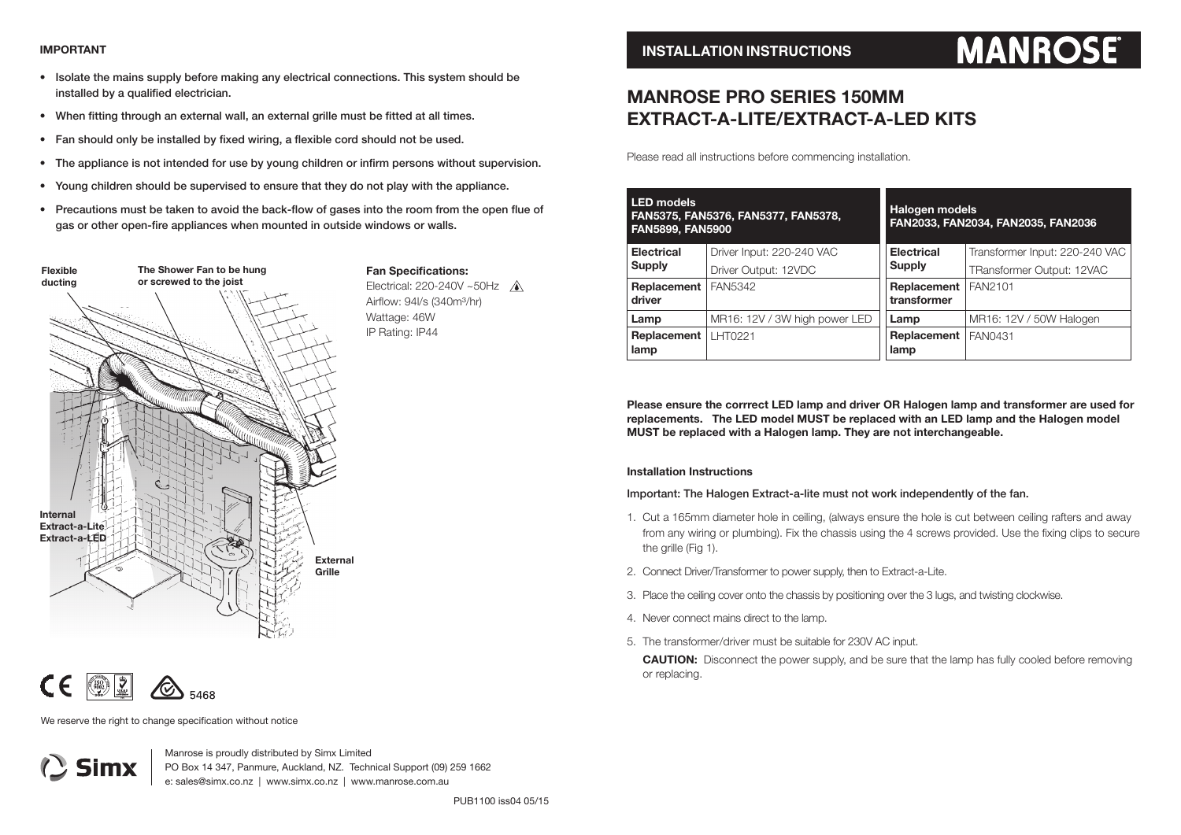**IMPORTANT**

- Isolate the mains supply before making any electrical connections. This system should be installed by a qualified electrician.
- When fitting through an external wall, an external grille must be fitted at all times.
- Fan should only be installed by fixed wiring, a flexible cord should not be used.
- The appliance is not intended for use by young children or infirm persons without supervision.
- Young children should be supervised to ensure that they do not play with the appliance.
- Precautions must be taken to avoid the back-flow of gases into the room from the open flue of gas or other open-fire appliances when mounted in outside windows or walls.

Flexible ducting

The Shower Fan to be hung or screwed to the joist

Internal Extract-a-Lite Extract-a-LED

External Grille

**Fan Specifications:**
Electrical: 220-240V ~50Hz
Airflow: 94l/s (340m³/hr)
Wattage: 46W
IP Rating: IP44

5468

We reserve the right to change specification without notice

Manrose is proudly distributed by Simx Limited
PO Box 14 347, Panmure, Auckland, NZ. Technical Support (09) 259 1662
e: sales@simx.co.nz | www.simx.co.nz | www.manrose.com.au

PUB1100 iss04 05/15

**INSTALLATION INSTRUCTIONS**

**MANROSE**

# MANROSE PRO SERIES 150MM EXTRACT-A-LITE/EXTRACT-A-LED KITS

Please read all instructions before commencing installation.

| **LED models FAN5375, FAN5376, FAN5377, FAN5378, FAN5899, FAN5900** | |
|---|---|
| **Electrical Supply** | Driver Input: 220-240 VAC<br>Driver Output: 12VDC |
| **Replacement driver** | FAN5342 |
| **Lamp** | MR16: 12V / 3W high power LED |
| **Replacement lamp** | LHT0221 |

| **Halogen models FAN2033, FAN2034, FAN2035, FAN2036** | |
|---|---|
| **Electrical Supply** | Transformer Input: 220-240 VAC<br>TRansformer Output: 12VAC |
| **Replacement transformer** | FAN2101 |
| **Lamp** | MR16: 12V / 50W Halogen |
| **Replacement lamp** | FAN0431 |

**Please ensure the corrrect LED lamp and driver OR Halogen lamp and transformer are used for replacements. The LED model MUST be replaced with an LED lamp and the Halogen model MUST be replaced with a Halogen lamp. They are not interchangeable.**

**Installation Instructions**

**Important: The Halogen Extract-a-lite must not work independently of the fan.**

1. Cut a 165mm diameter hole in ceiling, (always ensure the hole is cut between ceiling rafters and away from any wiring or plumbing). Fix the chassis using the 4 screws provided. Use the fixing clips to secure the grille (Fig 1).
2. Connect Driver/Transformer to power supply, then to Extract-a-Lite.
3. Place the ceiling cover onto the chassis by positioning over the 3 lugs, and twisting clockwise.
4. Never connect mains direct to the lamp.
5. The transformer/driver must be suitable for 230V AC input.

**CAUTION:** Disconnect the power supply, and be sure that the lamp has fully cooled before removing or replacing.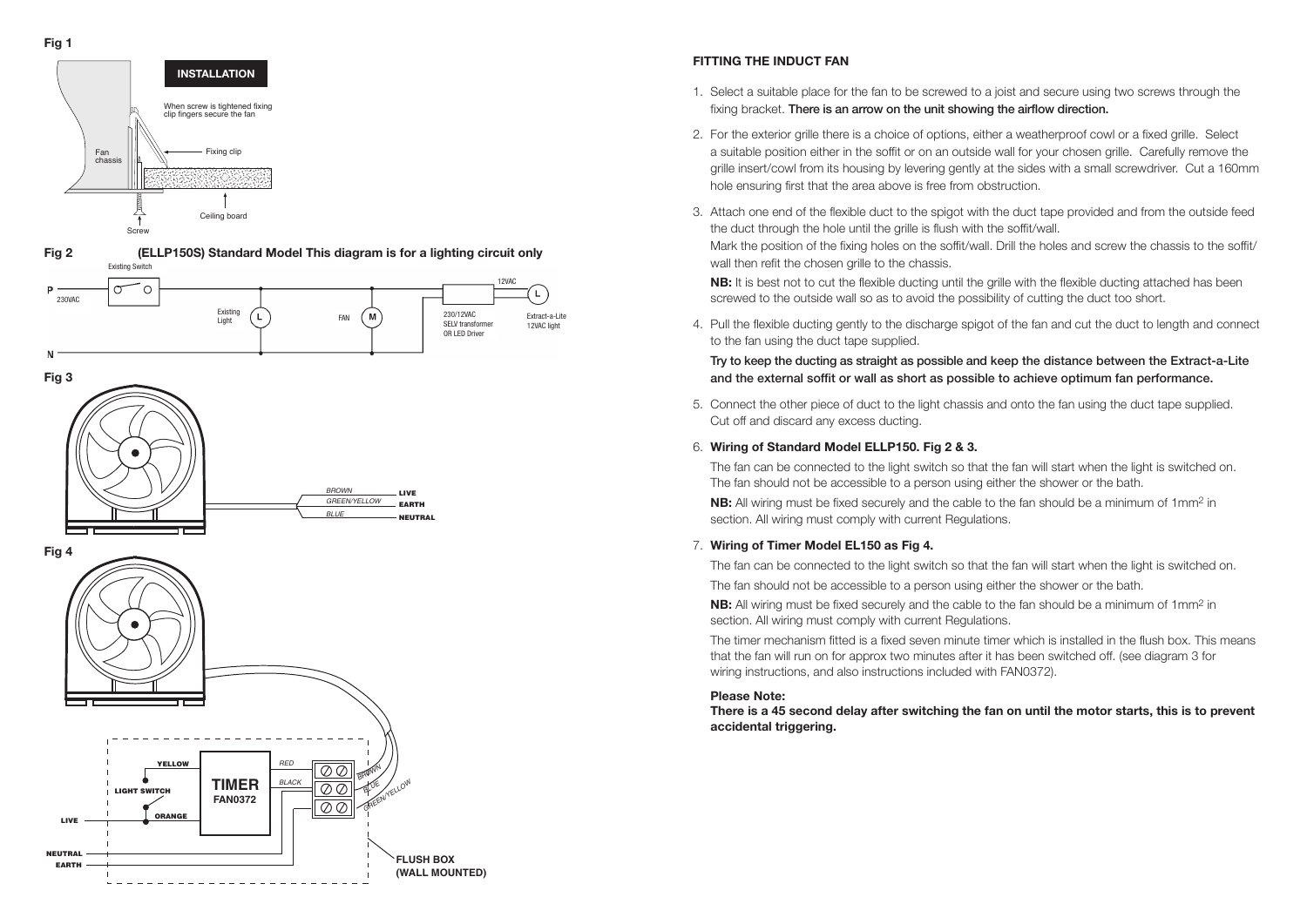**Fig 1**

INSTALLATION

When screw is tightened fixing clip fingers secure the fan

Fan chassis

Fixing clip

Ceiling board

Screw

**Fig 2** **(ELLP150S) Standard Model This diagram is for a lighting circuit only**

Existing Switch

P

230VAC

Existing Light

L

FAN

M

12VAC

230/12VAC SELV transformer OR LED Driver

L

Extract-a-Lite 12VAC light

N

**Fig 3**

BROWN — LIVE

GREEN/YELLOW — EARTH

BLUE — NEUTRAL

**Fig 4**

YELLOW

LIGHT SWITCH

ORANGE

LIVE

TIMER FAN0372

RED

BLACK

BROWN

BLUE

GREEN/YELLOW

NEUTRAL

EARTH

FLUSH BOX (WALL MOUNTED)

**FITTING THE INDUCT FAN**

1. Select a suitable place for the fan to be screwed to a joist and secure using two screws through the fixing bracket. **There is an arrow on the unit showing the airflow direction.**

2. For the exterior grille there is a choice of options, either a weatherproof cowl or a fixed grille. Select a suitable position either in the soffit or on an outside wall for your chosen grille. Carefully remove the grille insert/cowl from its housing by levering gently at the sides with a small screwdriver. Cut a 160mm hole ensuring first that the area above is free from obstruction.

3. Attach one end of the flexible duct to the spigot with the duct tape provided and from the outside feed the duct through the hole until the grille is flush with the soffit/wall.
   Mark the position of the fixing holes on the soffit/wall. Drill the holes and screw the chassis to the soffit/wall then refit the chosen grille to the chassis.

   **NB:** It is best not to cut the flexible ducting until the grille with the flexible ducting attached has been screwed to the outside wall so as to avoid the possibility of cutting the duct too short.

4. Pull the flexible ducting gently to the discharge spigot of the fan and cut the duct to length and connect to the fan using the duct tape supplied.

   **Try to keep the ducting as straight as possible and keep the distance between the Extract-a-Lite and the external soffit or wall as short as possible to achieve optimum fan performance.**

5. Connect the other piece of duct to the light chassis and onto the fan using the duct tape supplied. Cut off and discard any excess ducting.

6. **Wiring of Standard Model ELLP150. Fig 2 & 3.**

   The fan can be connected to the light switch so that the fan will start when the light is switched on. The fan should not be accessible to a person using either the shower or the bath.

   **NB:** All wiring must be fixed securely and the cable to the fan should be a minimum of 1mm$^2$ in section. All wiring must comply with current Regulations.

7. **Wiring of Timer Model EL150 as Fig 4.**

   The fan can be connected to the light switch so that the fan will start when the light is switched on.

   The fan should not be accessible to a person using either the shower or the bath.

   **NB:** All wiring must be fixed securely and the cable to the fan should be a minimum of 1mm$^2$ in section. All wiring must comply with current Regulations.

   The timer mechanism fitted is a fixed seven minute timer which is installed in the flush box. This means that the fan will run on for approx two minutes after it has been switched off. (see diagram 3 for wiring instructions, and also instructions included with FAN0372).

**Please Note:**

**There is a 45 second delay after switching the fan on until the motor starts, this is to prevent accidental triggering.**